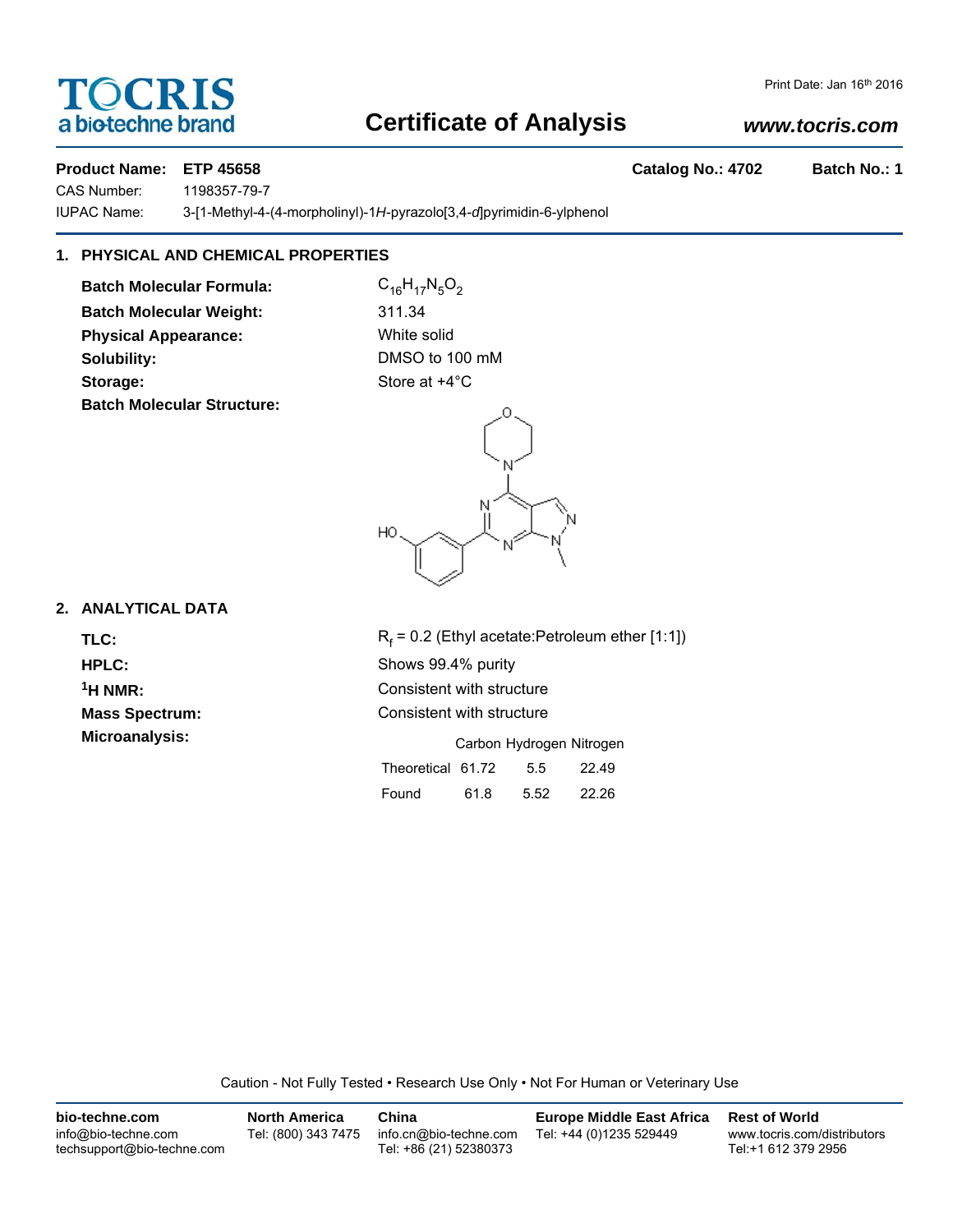TOCRIS
a biotechne brand

Print Date: Jan 16th 2016

# Certificate of Analysis

**www.tocris.com**

**Product Name: ETP 45658** **Catalog No.: 4702** **Batch No.: 1**

CAS Number: 1198357-79-7

IUPAC Name: 3-[1-Methyl-4-(4-morpholinyl)-1*H*-pyrazolo[3,4-*d*]pyrimidin-6-ylphenol

## 1. PHYSICAL AND CHEMICAL PROPERTIES

**Batch Molecular Formula:** $C_{16}H_{17}N_5O_2$

**Batch Molecular Weight:** 311.34

**Physical Appearance:** White solid

**Solubility:** DMSO to 100 mM

**Storage:** Store at +4°C

**Batch Molecular Structure:**

## 2. ANALYTICAL DATA

**TLC:** $R_f$ = 0.2 (Ethyl acetate:Petroleum ether [1:1])

**HPLC:** Shows 99.4% purity

**$^1$H NMR:** Consistent with structure

**Mass Spectrum:** Consistent with structure

**Microanalysis:**

| | Carbon | Hydrogen | Nitrogen |
|---|---|---|---|
| Theoretical | 61.72 | 5.5 | 22.49 |
| Found | 61.8 | 5.52 | 22.26 |

Caution - Not Fully Tested • Research Use Only • Not For Human or Veterinary Use

**bio-techne.com**
info@bio-techne.com
techsupport@bio-techne.com

**North America**
Tel: (800) 343 7475

**China**
info.cn@bio-techne.com
Tel: +86 (21) 52380373

**Europe Middle East Africa**
Tel: +44 (0)1235 529449

**Rest of World**
www.tocris.com/distributors
Tel:+1 612 379 2956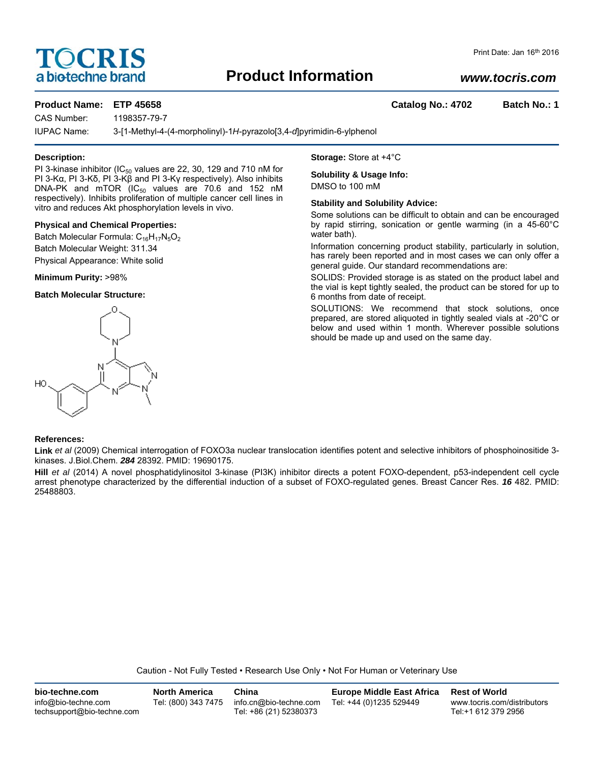Print Date: Jan 16th 2016

# TOCRIS a biotechne brand

## Product Information

**www.tocris.com**

**Product Name: ETP 45658** **Catalog No.: 4702** **Batch No.: 1**

CAS Number: 1198357-79-7

IUPAC Name: 3-[1-Methyl-4-(4-morpholinyl)-1*H*-pyrazolo[3,4-*d*]pyrimidin-6-ylphenol

### Description:

PI 3-kinase inhibitor ($IC_{50}$ values are 22, 30, 129 and 710 nM for PI 3-Kα, PI 3-Kδ, PI 3-Kβ and PI 3-Kγ respectively). Also inhibits DNA-PK and mTOR ($IC_{50}$ values are 70.6 and 152 nM respectively). Inhibits proliferation of multiple cancer cell lines in vitro and reduces Akt phosphorylation levels in vivo.

### Physical and Chemical Properties:

Batch Molecular Formula: $C_{16}H_{17}N_5O_2$

Batch Molecular Weight: 311.34

Physical Appearance: White solid

**Minimum Purity:** >98%

**Batch Molecular Structure:**

### Storage:

Store at +4°C

### Solubility & Usage Info:

DMSO to 100 mM

### Stability and Solubility Advice:

Some solutions can be difficult to obtain and can be encouraged by rapid stirring, sonication or gentle warming (in a 45-60°C water bath).

Information concerning product stability, particularly in solution, has rarely been reported and in most cases we can only offer a general guide. Our standard recommendations are:

SOLIDS: Provided storage is as stated on the product label and the vial is kept tightly sealed, the product can be stored for up to 6 months from date of receipt.

SOLUTIONS: We recommend that stock solutions, once prepared, are stored aliquoted in tightly sealed vials at -20°C or below and used within 1 month. Wherever possible solutions should be made up and used on the same day.

### References:

**Link** *et al* (2009) Chemical interrogation of FOXO3a nuclear translocation identifies potent and selective inhibitors of phosphoinositide 3-kinases. J.Biol.Chem. ***284*** 28392. PMID: 19690175.

**Hill** *et al* (2014) A novel phosphatidylinositol 3-kinase (PI3K) inhibitor directs a potent FOXO-dependent, p53-independent cell cycle arrest phenotype characterized by the differential induction of a subset of FOXO-regulated genes. Breast Cancer Res. ***16*** 482. PMID: 25488803.

Caution - Not Fully Tested • Research Use Only • Not For Human or Veterinary Use

| **bio-techne.com** | **North America** | **China** | **Europe Middle East Africa** | **Rest of World** |
| --- | --- | --- | --- | --- |
| info@bio-techne.com | Tel: (800) 343 7475 | info.cn@bio-techne.com | Tel: +44 (0)1235 529449 | www.tocris.com/distributors |
| techsupport@bio-techne.com | | Tel: +86 (21) 52380373 | | Tel:+1 612 379 2956 |